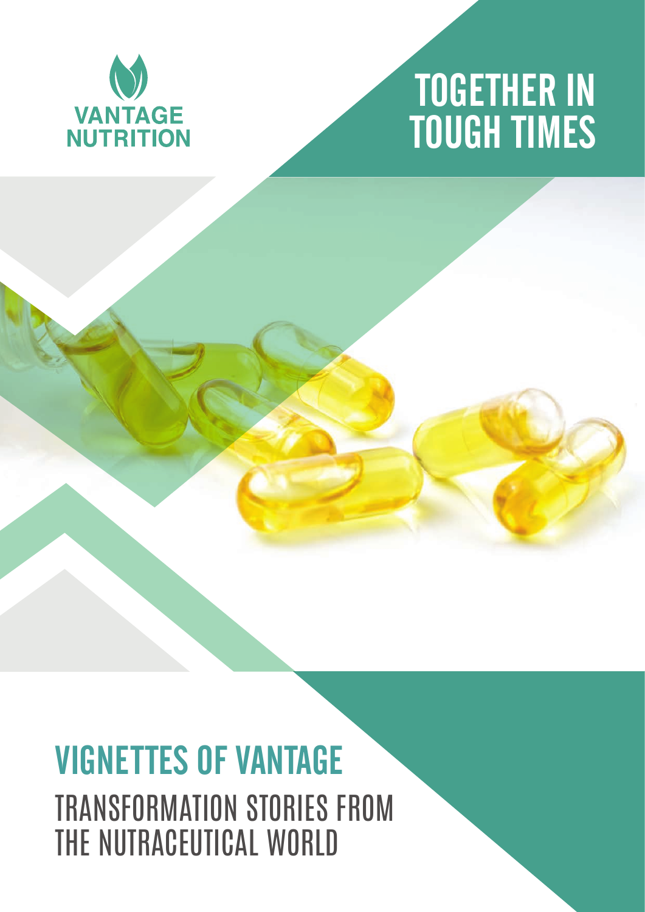VANTAGE NUTRITION

# TOGETHER IN TOUGH TIMES

## VIGNETTES OF VANTAGE

TRANSFORMATION STORIES FROM THE NUTRACEUTICAL WORLD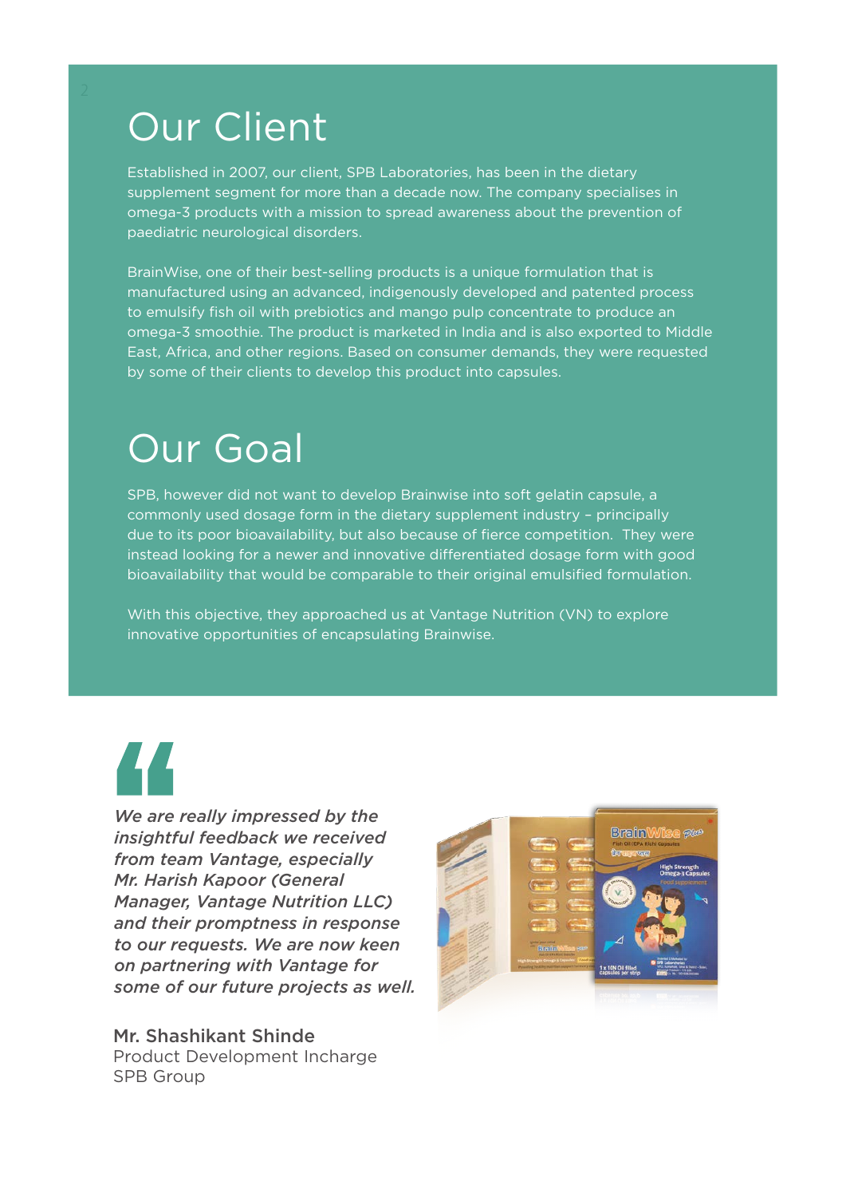# Our Client

Established in 2007, our client, SPB Laboratories, has been in the dietary supplement segment for more than a decade now. The company specialises in omega-3 products with a mission to spread awareness about the prevention of paediatric neurological disorders.

BrainWise, one of their best-selling products is a unique formulation that is manufactured using an advanced, indigenously developed and patented process to emulsify fish oil with prebiotics and mango pulp concentrate to produce an omega-3 smoothie. The product is marketed in India and is also exported to Middle East, Africa, and other regions. Based on consumer demands, they were requested by some of their clients to develop this product into capsules.

# Our Goal

SPB, however did not want to develop Brainwise into soft gelatin capsule, a commonly used dosage form in the dietary supplement industry – principally due to its poor bioavailability, but also because of fierce competition. They were instead looking for a newer and innovative differentiated dosage form with good bioavailability that would be comparable to their original emulsified formulation.

With this objective, they approached us at Vantage Nutrition (VN) to explore innovative opportunities of encapsulating Brainwise.

> ***We are really impressed by the insightful feedback we received from team Vantage, especially Mr. Harish Kapoor (General Manager, Vantage Nutrition LLC) and their promptness in response to our requests. We are now keen on partnering with Vantage for some of our future projects as well.***

**Mr. Shashikant Shinde**
Product Development Incharge
SPB Group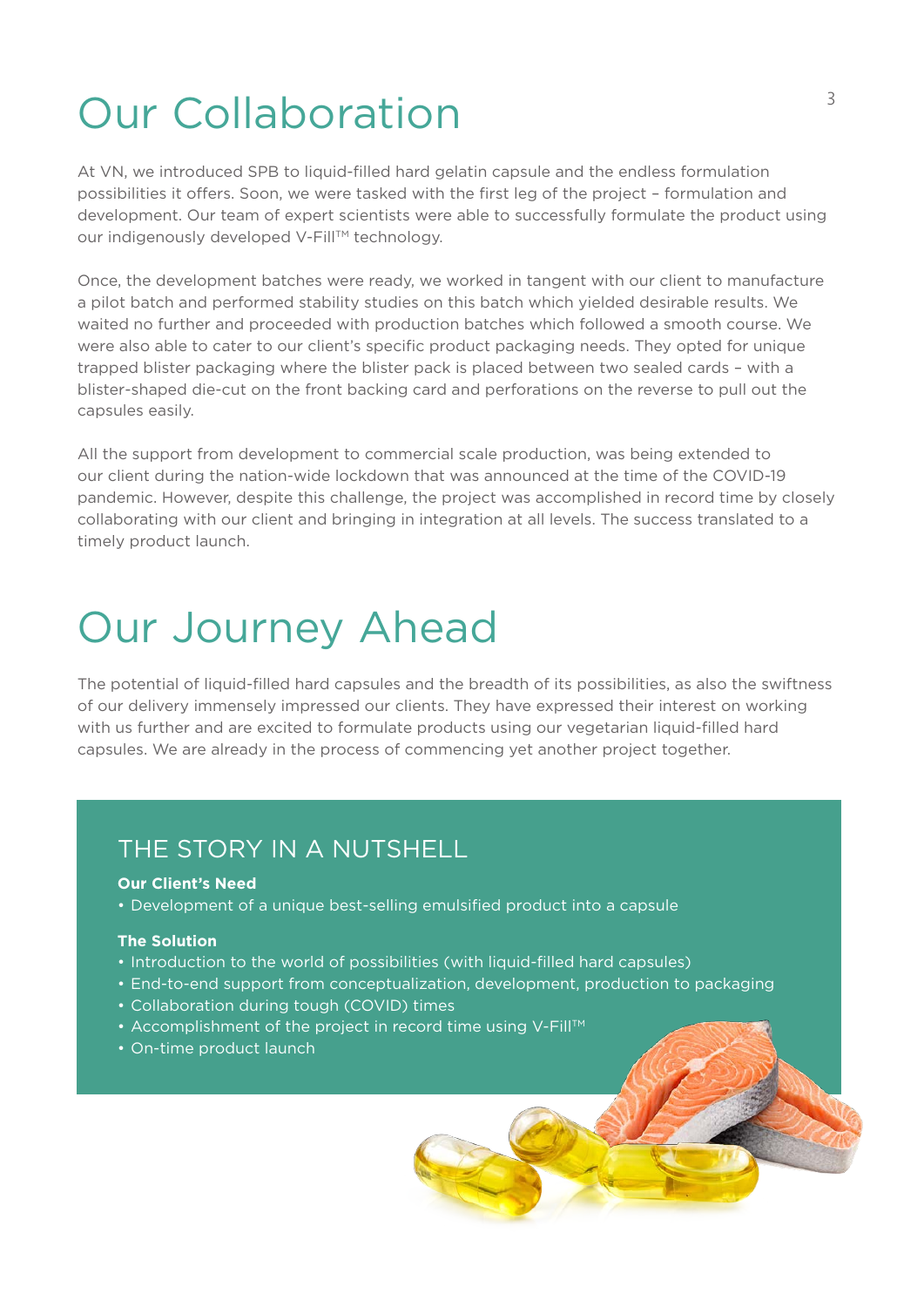# Our Collaboration

At VN, we introduced SPB to liquid-filled hard gelatin capsule and the endless formulation possibilities it offers. Soon, we were tasked with the first leg of the project – formulation and development. Our team of expert scientists were able to successfully formulate the product using our indigenously developed V-Fill™ technology.

Once, the development batches were ready, we worked in tangent with our client to manufacture a pilot batch and performed stability studies on this batch which yielded desirable results. We waited no further and proceeded with production batches which followed a smooth course. We were also able to cater to our client's specific product packaging needs. They opted for unique trapped blister packaging where the blister pack is placed between two sealed cards – with a blister-shaped die-cut on the front backing card and perforations on the reverse to pull out the capsules easily.

All the support from development to commercial scale production, was being extended to our client during the nation-wide lockdown that was announced at the time of the COVID-19 pandemic. However, despite this challenge, the project was accomplished in record time by closely collaborating with our client and bringing in integration at all levels. The success translated to a timely product launch.

# Our Journey Ahead

The potential of liquid-filled hard capsules and the breadth of its possibilities, as also the swiftness of our delivery immensely impressed our clients. They have expressed their interest on working with us further and are excited to formulate products using our vegetarian liquid-filled hard capsules. We are already in the process of commencing yet another project together.

## THE STORY IN A NUTSHELL

**Our Client's Need**

- Development of a unique best-selling emulsified product into a capsule

**The Solution**

- Introduction to the world of possibilities (with liquid-filled hard capsules)
- End-to-end support from conceptualization, development, production to packaging
- Collaboration during tough (COVID) times
- Accomplishment of the project in record time using V-Fill™
- On-time product launch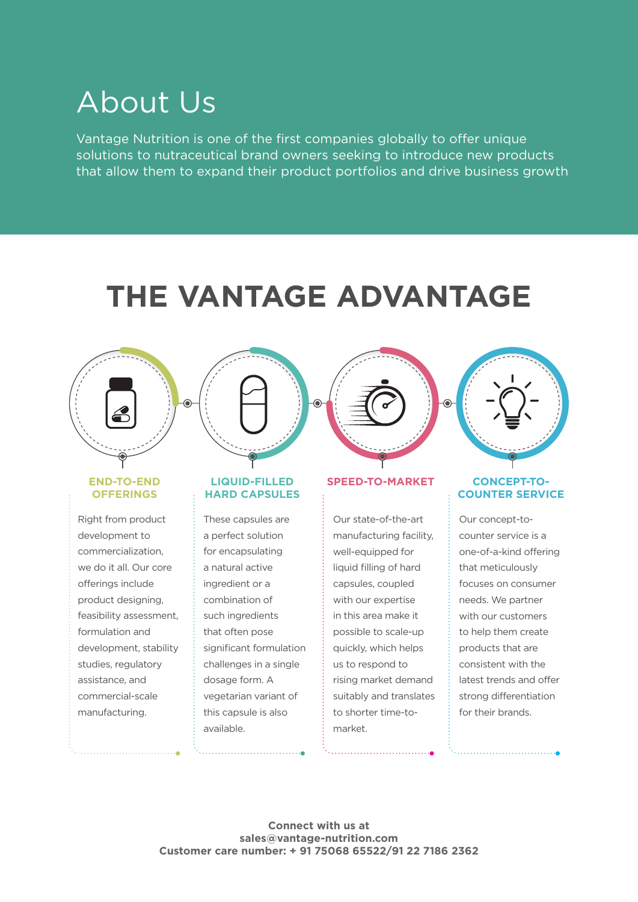# About Us

Vantage Nutrition is one of the first companies globally to offer unique solutions to nutraceutical brand owners seeking to introduce new products that allow them to expand their product portfolios and drive business growth

## THE VANTAGE ADVANTAGE

### END-TO-END OFFERINGS

Right from product development to commercialization, we do it all. Our core offerings include product designing, feasibility assessment, formulation and development, stability studies, regulatory assistance, and commercial-scale manufacturing.

### LIQUID-FILLED HARD CAPSULES

These capsules are a perfect solution for encapsulating a natural active ingredient or a combination of such ingredients that often pose significant formulation challenges in a single dosage form. A vegetarian variant of this capsule is also available.

### SPEED-TO-MARKET

Our state-of-the-art manufacturing facility, well-equipped for liquid filling of hard capsules, coupled with our expertise in this area make it possible to scale-up quickly, which helps us to respond to rising market demand suitably and translates to shorter time-to-market.

### CONCEPT-TO-COUNTER SERVICE

Our concept-to-counter service is a one-of-a-kind offering that meticulously focuses on consumer needs. We partner with our customers to help them create products that are consistent with the latest trends and offer strong differentiation for their brands.

**Connect with us at**
**sales@vantage-nutrition.com**
**Customer care number: + 91 75068 65522/91 22 7186 2362**